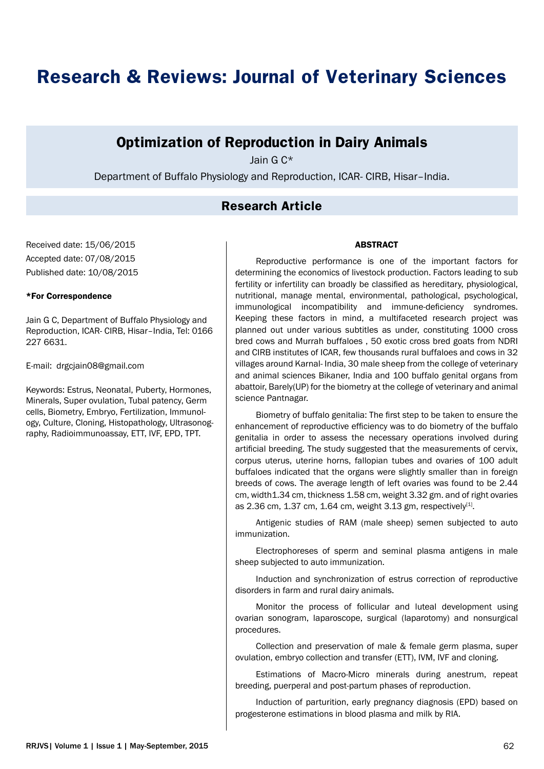# Research & Reviews: Journal of Veterinary Sciences

## Optimization of Reproduction in Dairy Animals

Jain G C*

Department of Buffalo Physiology and Reproduction, ICAR- CIRB, Hisar–India.

### Research Article

Received date: 15/06/2015

Accepted date: 07/08/2015

Published date: 10/08/2015

**\*For Correspondence**

Jain G C, Department of Buffalo Physiology and Reproduction, ICAR- CIRB, Hisar–India, Tel: 0166 227 6631.

E-mail: drgcjain08@gmail.com

Keywords: Estrus, Neonatal, Puberty, Hormones, Minerals, Super ovulation, Tubal patency, Germ cells, Biometry, Embryo, Fertilization, Immunology, Culture, Cloning, Histopathology, Ultrasonography, Radioimmunoassay, ETT, IVF, EPD, TPT.

**ABSTRACT**

Reproductive performance is one of the important factors for determining the economics of livestock production. Factors leading to sub fertility or infertility can broadly be classified as hereditary, physiological, nutritional, manage mental, environmental, pathological, psychological, immunological incompatibility and immune-deficiency syndromes. Keeping these factors in mind, a multifaceted research project was planned out under various subtitles as under, constituting 1000 cross bred cows and Murrah buffaloes , 50 exotic cross bred goats from NDRI and CIRB institutes of ICAR, few thousands rural buffaloes and cows in 32 villages around Karnal- India, 30 male sheep from the college of veterinary and animal sciences Bikaner, India and 100 buffalo genital organs from abattoir, Barely(UP) for the biometry at the college of veterinary and animal science Pantnagar.

Biometry of buffalo genitalia: The first step to be taken to ensure the enhancement of reproductive efficiency was to do biometry of the buffalo genitalia in order to assess the necessary operations involved during artificial breeding. The study suggested that the measurements of cervix, corpus uterus, uterine horns, fallopian tubes and ovaries of 100 adult buffaloes indicated that the organs were slightly smaller than in foreign breeds of cows. The average length of left ovaries was found to be 2.44 cm, width1.34 cm, thickness 1.58 cm, weight 3.32 gm. and of right ovaries as 2.36 cm, 1.37 cm, 1.64 cm, weight 3.13 gm, respectively[1].

Antigenic studies of RAM (male sheep) semen subjected to auto immunization.

Electrophoreses of sperm and seminal plasma antigens in male sheep subjected to auto immunization.

Induction and synchronization of estrus correction of reproductive disorders in farm and rural dairy animals.

Monitor the process of follicular and luteal development using ovarian sonogram, laparoscope, surgical (laparotomy) and nonsurgical procedures.

Collection and preservation of male & female germ plasma, super ovulation, embryo collection and transfer (ETT), IVM, IVF and cloning.

Estimations of Macro-Micro minerals during anestrum, repeat breeding, puerperal and post-partum phases of reproduction.

Induction of parturition, early pregnancy diagnosis (EPD) based on progesterone estimations in blood plasma and milk by RIA.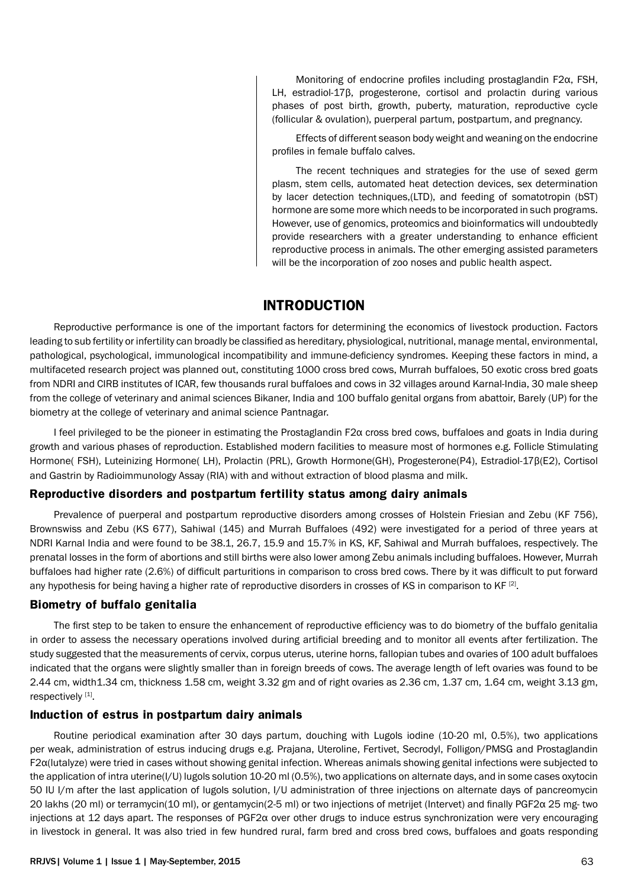Monitoring of endocrine profiles including prostaglandin F2α, FSH, LH, estradiol-17β, progesterone, cortisol and prolactin during various phases of post birth, growth, puberty, maturation, reproductive cycle (follicular & ovulation), puerperal partum, postpartum, and pregnancy.

Effects of different season body weight and weaning on the endocrine profiles in female buffalo calves.

The recent techniques and strategies for the use of sexed germ plasm, stem cells, automated heat detection devices, sex determination by lacer detection techniques,(LTD), and feeding of somatotropin (bST) hormone are some more which needs to be incorporated in such programs. However, use of genomics, proteomics and bioinformatics will undoubtedly provide researchers with a greater understanding to enhance efficient reproductive process in animals. The other emerging assisted parameters will be the incorporation of zoo noses and public health aspect.

## INTRODUCTION

Reproductive performance is one of the important factors for determining the economics of livestock production. Factors leading to sub fertility or infertility can broadly be classified as hereditary, physiological, nutritional, manage mental, environmental, pathological, psychological, immunological incompatibility and immune-deficiency syndromes. Keeping these factors in mind, a multifaceted research project was planned out, constituting 1000 cross bred cows, Murrah buffaloes, 50 exotic cross bred goats from NDRI and CIRB institutes of ICAR, few thousands rural buffaloes and cows in 32 villages around Karnal-India, 30 male sheep from the college of veterinary and animal sciences Bikaner, India and 100 buffalo genital organs from abattoir, Barely (UP) for the biometry at the college of veterinary and animal science Pantnagar.

I feel privileged to be the pioneer in estimating the Prostaglandin F2α cross bred cows, buffaloes and goats in India during growth and various phases of reproduction. Established modern facilities to measure most of hormones e.g. Follicle Stimulating Hormone( FSH), Luteinizing Hormone( LH), Prolactin (PRL), Growth Hormone(GH), Progesterone(P4), Estradiol-17β(E2), Cortisol and Gastrin by Radioimmunology Assay (RIA) with and without extraction of blood plasma and milk.

### Reproductive disorders and postpartum fertility status among dairy animals

Prevalence of puerperal and postpartum reproductive disorders among crosses of Holstein Friesian and Zebu (KF 756), Brownswiss and Zebu (KS 677), Sahiwal (145) and Murrah Buffaloes (492) were investigated for a period of three years at NDRI Karnal India and were found to be 38.1, 26.7, 15.9 and 15.7% in KS, KF, Sahiwal and Murrah buffaloes, respectively. The prenatal losses in the form of abortions and still births were also lower among Zebu animals including buffaloes. However, Murrah buffaloes had higher rate (2.6%) of difficult parturitions in comparison to cross bred cows. There by it was difficult to put forward any hypothesis for being having a higher rate of reproductive disorders in crosses of KS in comparison to KF [2].

### Biometry of buffalo genitalia

The first step to be taken to ensure the enhancement of reproductive efficiency was to do biometry of the buffalo genitalia in order to assess the necessary operations involved during artificial breeding and to monitor all events after fertilization. The study suggested that the measurements of cervix, corpus uterus, uterine horns, fallopian tubes and ovaries of 100 adult buffaloes indicated that the organs were slightly smaller than in foreign breeds of cows. The average length of left ovaries was found to be 2.44 cm, width1.34 cm, thickness 1.58 cm, weight 3.32 gm and of right ovaries as 2.36 cm, 1.37 cm, 1.64 cm, weight 3.13 gm, respectively [1].

### Induction of estrus in postpartum dairy animals

Routine periodical examination after 30 days partum, douching with Lugols iodine (10-20 ml, 0.5%), two applications per weak, administration of estrus inducing drugs e.g. Prajana, Uteroline, Fertivet, Secrodyl, Folligon/PMSG and Prostaglandin F2α(lutalyze) were tried in cases without showing genital infection. Whereas animals showing genital infections were subjected to the application of intra uterine(I/U) lugols solution 10-20 ml (0.5%), two applications on alternate days, and in some cases oxytocin 50 IU I/m after the last application of lugols solution, I/U administration of three injections on alternate days of pancreomycin 20 lakhs (20 ml) or terramycin(10 ml), or gentamycin(2-5 ml) or two injections of metrijet (Intervet) and finally PGF2α 25 mg- two injections at 12 days apart. The responses of PGF2α over other drugs to induce estrus synchronization were very encouraging in livestock in general. It was also tried in few hundred rural, farm bred and cross bred cows, buffaloes and goats responding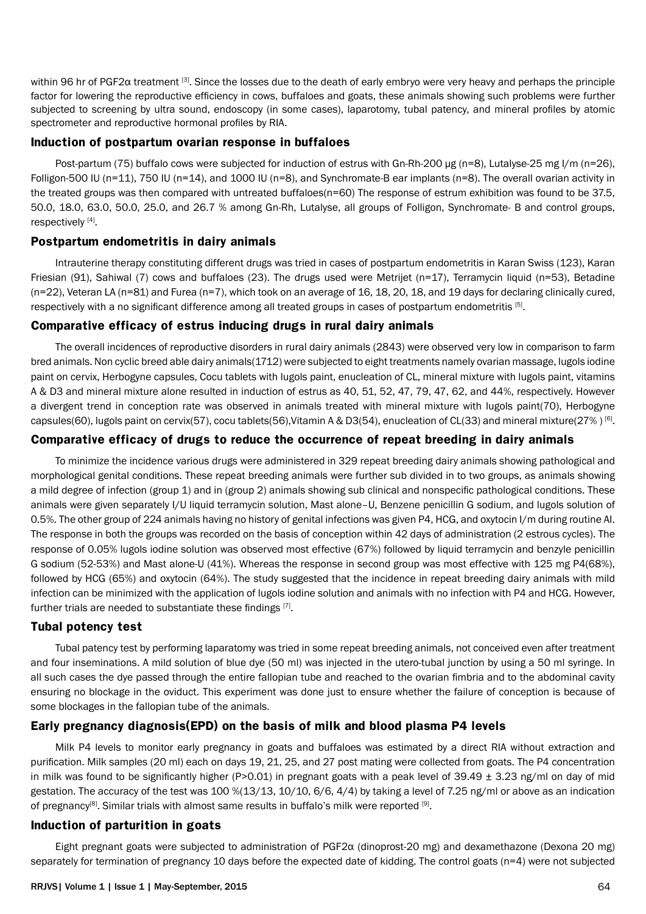within 96 hr of PGF2α treatment [3]. Since the losses due to the death of early embryo were very heavy and perhaps the principle factor for lowering the reproductive efficiency in cows, buffaloes and goats, these animals showing such problems were further subjected to screening by ultra sound, endoscopy (in some cases), laparotomy, tubal patency, and mineral profiles by atomic spectrometer and reproductive hormonal profiles by RIA.

## Induction of postpartum ovarian response in buffaloes

Post-partum (75) buffalo cows were subjected for induction of estrus with Gn-Rh-200 µg (n=8), Lutalyse-25 mg I/m (n=26), Folligon-500 IU (n=11), 750 IU (n=14), and 1000 IU (n=8), and Synchromate-B ear implants (n=8). The overall ovarian activity in the treated groups was then compared with untreated buffaloes(n=60) The response of estrum exhibition was found to be 37.5, 50.0, 18.0, 63.0, 50.0, 25.0, and 26.7 % among Gn-Rh, Lutalyse, all groups of Folligon, Synchromate- B and control groups, respectively [4].

## Postpartum endometritis in dairy animals

Intrauterine therapy constituting different drugs was tried in cases of postpartum endometritis in Karan Swiss (123), Karan Friesian (91), Sahiwal (7) cows and buffaloes (23). The drugs used were Metrijet (n=17), Terramycin liquid (n=53), Betadine (n=22), Veteran LA (n=81) and Furea (n=7), which took on an average of 16, 18, 20, 18, and 19 days for declaring clinically cured, respectively with a no significant difference among all treated groups in cases of postpartum endometritis [5].

## Comparative efficacy of estrus inducing drugs in rural dairy animals

The overall incidences of reproductive disorders in rural dairy animals (2843) were observed very low in comparison to farm bred animals. Non cyclic breed able dairy animals(1712) were subjected to eight treatments namely ovarian massage, lugols iodine paint on cervix, Herbogyne capsules, Cocu tablets with lugols paint, enucleation of CL, mineral mixture with lugols paint, vitamins A & D3 and mineral mixture alone resulted in induction of estrus as 40, 51, 52, 47, 79, 47, 62, and 44%, respectively. However a divergent trend in conception rate was observed in animals treated with mineral mixture with lugols paint(70), Herbogyne capsules(60), lugols paint on cervix(57), cocu tablets(56),Vitamin A & D3(54), enucleation of CL(33) and mineral mixture(27% ) [6].

## Comparative efficacy of drugs to reduce the occurrence of repeat breeding in dairy animals

To minimize the incidence various drugs were administered in 329 repeat breeding dairy animals showing pathological and morphological genital conditions. These repeat breeding animals were further sub divided in to two groups, as animals showing a mild degree of infection (group 1) and in (group 2) animals showing sub clinical and nonspecific pathological conditions. These animals were given separately I/U liquid terramycin solution, Mast alone–U, Benzene penicillin G sodium, and lugols solution of 0.5%. The other group of 224 animals having no history of genital infections was given P4, HCG, and oxytocin I/m during routine AI. The response in both the groups was recorded on the basis of conception within 42 days of administration (2 estrous cycles). The response of 0.05% lugols iodine solution was observed most effective (67%) followed by liquid terramycin and benzyle penicillin G sodium (52-53%) and Mast alone-U (41%). Whereas the response in second group was most effective with 125 mg P4(68%), followed by HCG (65%) and oxytocin (64%). The study suggested that the incidence in repeat breeding dairy animals with mild infection can be minimized with the application of lugols iodine solution and animals with no infection with P4 and HCG. However, further trials are needed to substantiate these findings [7].

## Tubal potency test

Tubal patency test by performing laparatomy was tried in some repeat breeding animals, not conceived even after treatment and four inseminations. A mild solution of blue dye (50 ml) was injected in the utero-tubal junction by using a 50 ml syringe. In all such cases the dye passed through the entire fallopian tube and reached to the ovarian fimbria and to the abdominal cavity ensuring no blockage in the oviduct. This experiment was done just to ensure whether the failure of conception is because of some blockages in the fallopian tube of the animals.

## Early pregnancy diagnosis(EPD) on the basis of milk and blood plasma P4 levels

Milk P4 levels to monitor early pregnancy in goats and buffaloes was estimated by a direct RIA without extraction and purification. Milk samples (20 ml) each on days 19, 21, 25, and 27 post mating were collected from goats. The P4 concentration in milk was found to be significantly higher ($P>0.01$) in pregnant goats with a peak level of $39.49 \pm 3.23$ ng/ml on day of mid gestation. The accuracy of the test was 100 %(13/13, 10/10, 6/6, 4/4) by taking a level of 7.25 ng/ml or above as an indication of pregnancy[8]. Similar trials with almost same results in buffalo's milk were reported [9].

## Induction of parturition in goats

Eight pregnant goats were subjected to administration of PGF2α (dinoprost-20 mg) and dexamethazone (Dexona 20 mg) separately for termination of pregnancy 10 days before the expected date of kidding. The control goats (n=4) were not subjected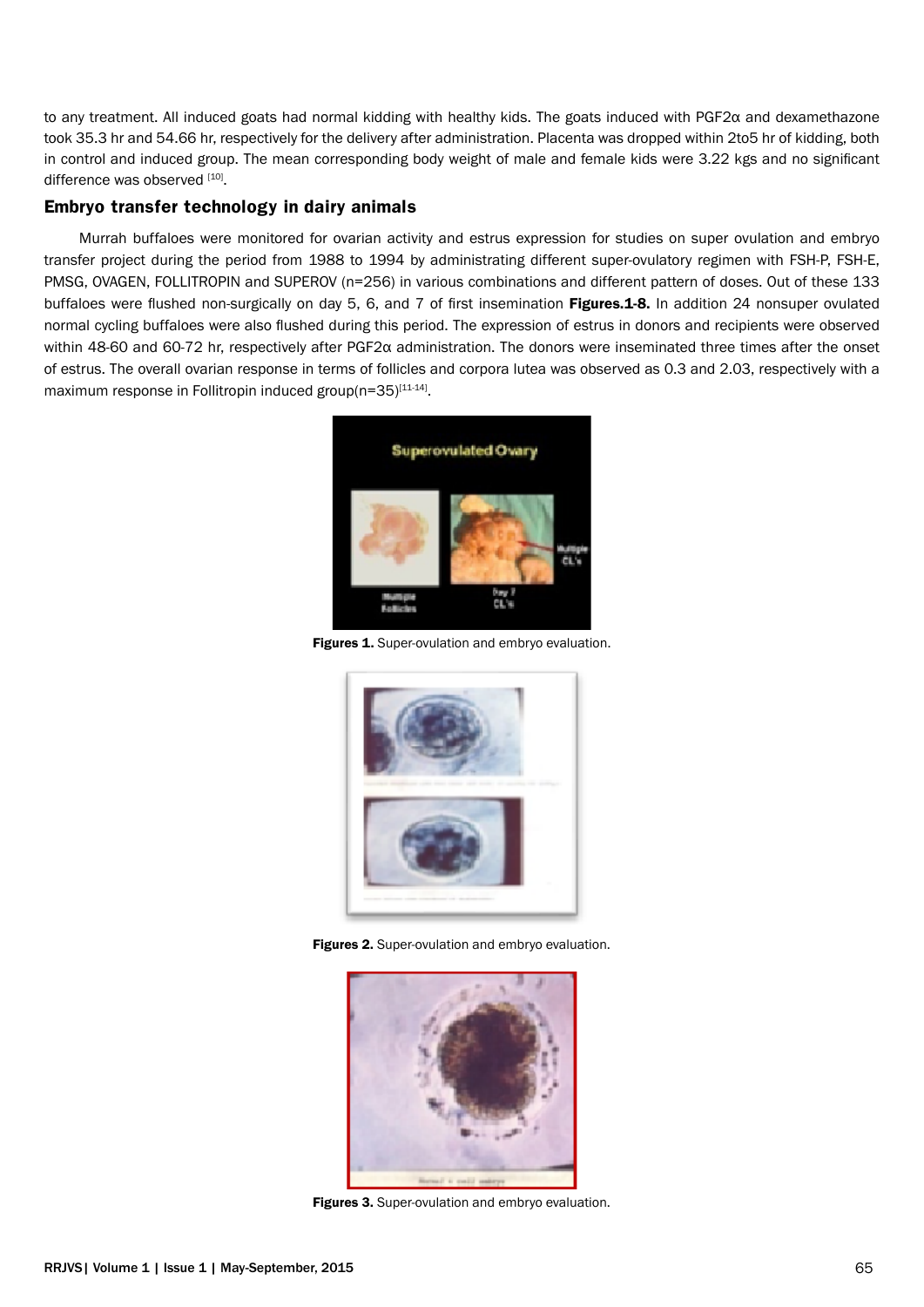to any treatment. All induced goats had normal kidding with healthy kids. The goats induced with $PGF2\alpha$ and dexamethazone took 35.3 hr and 54.66 hr, respectively for the delivery after administration. Placenta was dropped within 2to5 hr of kidding, both in control and induced group. The mean corresponding body weight of male and female kids were 3.22 kgs and no significant difference was observed [10].

## Embryo transfer technology in dairy animals

Murrah buffaloes were monitored for ovarian activity and estrus expression for studies on super ovulation and embryo transfer project during the period from 1988 to 1994 by administrating different super-ovulatory regimen with FSH-P, FSH-E, PMSG, OVAGEN, FOLLITROPIN and SUPEROV (n=256) in various combinations and different pattern of doses. Out of these 133 buffaloes were flushed non-surgically on day 5, 6, and 7 of first insemination **Figures.1-8.** In addition 24 nonsuper ovulated normal cycling buffaloes were also flushed during this period. The expression of estrus in donors and recipients were observed within 48-60 and 60-72 hr, respectively after $PGF2\alpha$ administration. The donors were inseminated three times after the onset of estrus. The overall ovarian response in terms of follicles and corpora lutea was observed as 0.3 and 2.03, respectively with a maximum response in Follitropin induced group(n=35)[11-14].

**Figures 1.** Super-ovulation and embryo evaluation.

**Figures 2.** Super-ovulation and embryo evaluation.

**Figures 3.** Super-ovulation and embryo evaluation.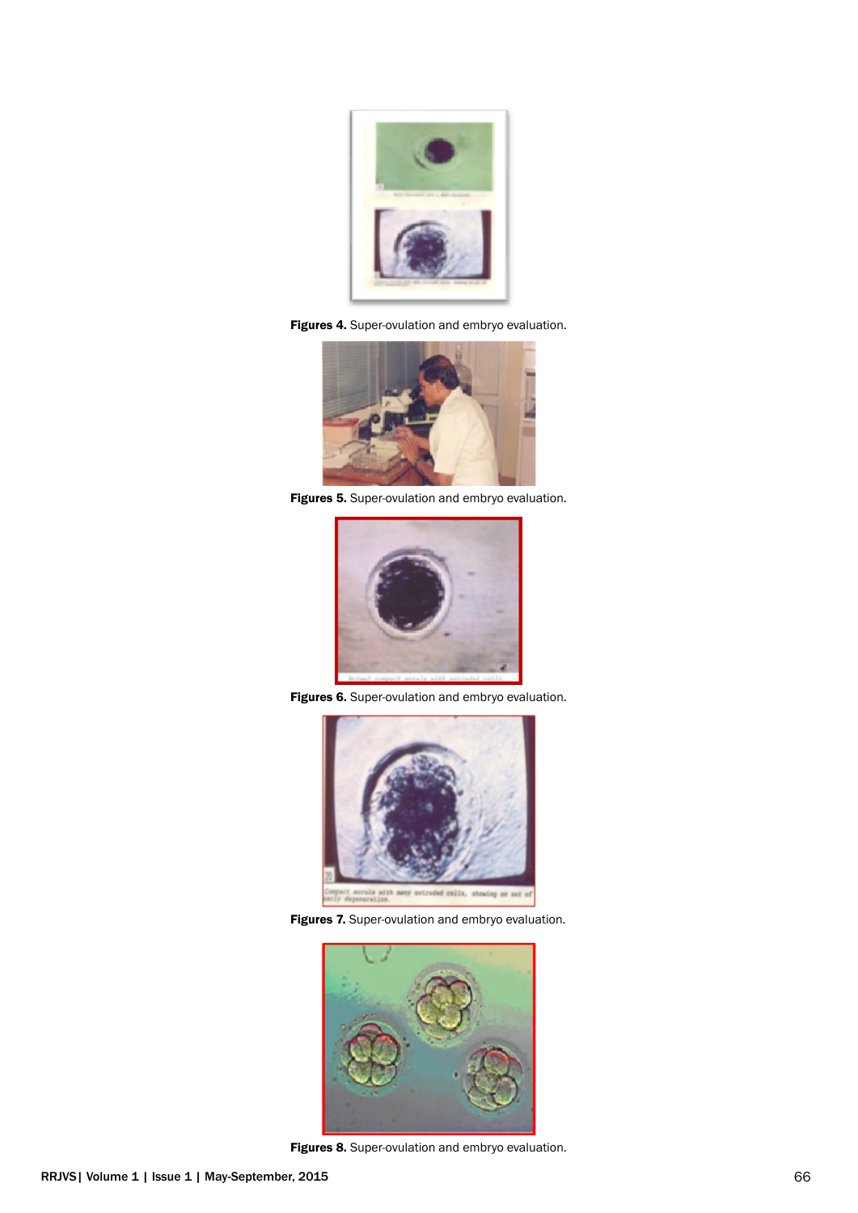**Figures 4.** Super-ovulation and embryo evaluation.

**Figures 5.** Super-ovulation and embryo evaluation.

**Figures 6.** Super-ovulation and embryo evaluation.

**Figures 7.** Super-ovulation and embryo evaluation.

**Figures 8.** Super-ovulation and embryo evaluation.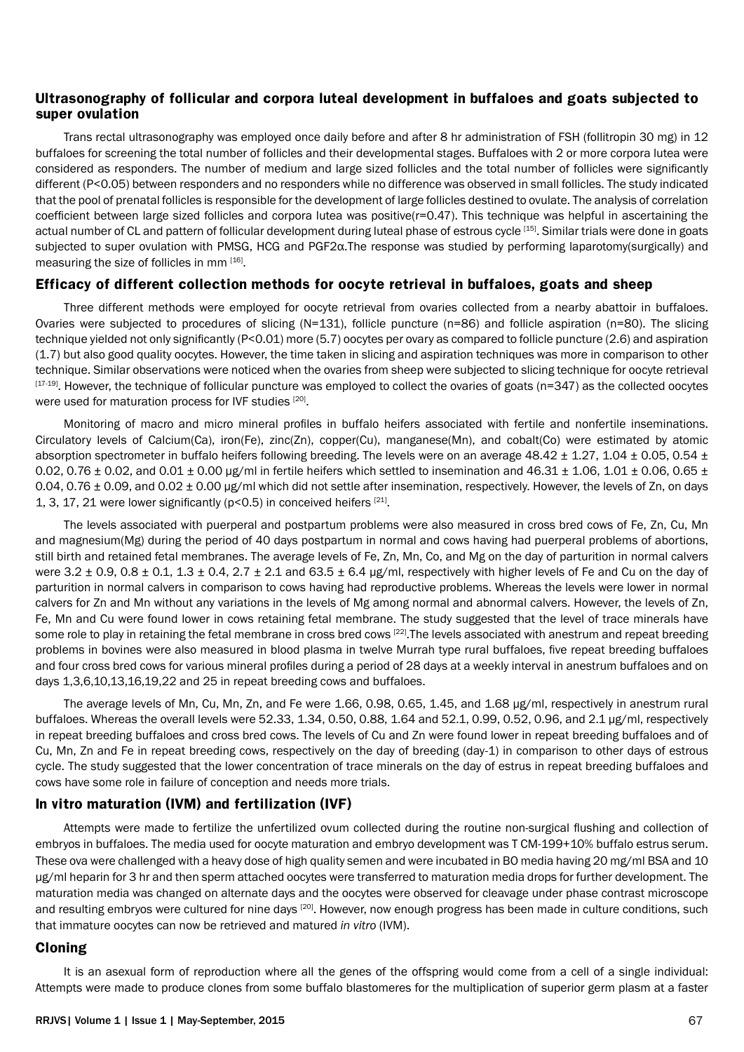## Ultrasonography of follicular and corpora luteal development in buffaloes and goats subjected to super ovulation

Trans rectal ultrasonography was employed once daily before and after 8 hr administration of FSH (follitropin 30 mg) in 12 buffaloes for screening the total number of follicles and their developmental stages. Buffaloes with 2 or more corpora lutea were considered as responders. The number of medium and large sized follicles and the total number of follicles were significantly different (P<0.05) between responders and no responders while no difference was observed in small follicles. The study indicated that the pool of prenatal follicles is responsible for the development of large follicles destined to ovulate. The analysis of correlation coefficient between large sized follicles and corpora lutea was positive(r=0.47). This technique was helpful in ascertaining the actual number of CL and pattern of follicular development during luteal phase of estrous cycle [15]. Similar trials were done in goats subjected to super ovulation with PMSG, HCG and PGF2α.The response was studied by performing laparotomy(surgically) and measuring the size of follicles in mm [16].

## Efficacy of different collection methods for oocyte retrieval in buffaloes, goats and sheep

Three different methods were employed for oocyte retrieval from ovaries collected from a nearby abattoir in buffaloes. Ovaries were subjected to procedures of slicing (N=131), follicle puncture (n=86) and follicle aspiration (n=80). The slicing technique yielded not only significantly (P<0.01) more (5.7) oocytes per ovary as compared to follicle puncture (2.6) and aspiration (1.7) but also good quality oocytes. However, the time taken in slicing and aspiration techniques was more in comparison to other technique. Similar observations were noticed when the ovaries from sheep were subjected to slicing technique for oocyte retrieval [17-19]. However, the technique of follicular puncture was employed to collect the ovaries of goats (n=347) as the collected oocytes were used for maturation process for IVF studies [20].

Monitoring of macro and micro mineral profiles in buffalo heifers associated with fertile and nonfertile inseminations. Circulatory levels of Calcium(Ca), iron(Fe), zinc(Zn), copper(Cu), manganese(Mn), and cobalt(Co) were estimated by atomic absorption spectrometer in buffalo heifers following breeding. The levels were on an average 48.42 ± 1.27, 1.04 ± 0.05, 0.54 ± 0.02, 0.76 ± 0.02, and 0.01 ± 0.00 µg/ml in fertile heifers which settled to insemination and 46.31 ± 1.06, 1.01 ± 0.06, 0.65 ± 0.04, 0.76 ± 0.09, and 0.02 ± 0.00 µg/ml which did not settle after insemination, respectively. However, the levels of Zn, on days 1, 3, 17, 21 were lower significantly (p<0.5) in conceived heifers [21].

The levels associated with puerperal and postpartum problems were also measured in cross bred cows of Fe, Zn, Cu, Mn and magnesium(Mg) during the period of 40 days postpartum in normal and cows having had puerperal problems of abortions, still birth and retained fetal membranes. The average levels of Fe, Zn, Mn, Co, and Mg on the day of parturition in normal calvers were 3.2 ± 0.9, 0.8 ± 0.1, 1.3 ± 0.4, 2.7 ± 2.1 and 63.5 ± 6.4 µg/ml, respectively with higher levels of Fe and Cu on the day of parturition in normal calvers in comparison to cows having had reproductive problems. Whereas the levels were lower in normal calvers for Zn and Mn without any variations in the levels of Mg among normal and abnormal calvers. However, the levels of Zn, Fe, Mn and Cu were found lower in cows retaining fetal membrane. The study suggested that the level of trace minerals have some role to play in retaining the fetal membrane in cross bred cows [22].The levels associated with anestrum and repeat breeding problems in bovines were also measured in blood plasma in twelve Murrah type rural buffaloes, five repeat breeding buffaloes and four cross bred cows for various mineral profiles during a period of 28 days at a weekly interval in anestrum buffaloes and on days 1,3,6,10,13,16,19,22 and 25 in repeat breeding cows and buffaloes.

The average levels of Mn, Cu, Mn, Zn, and Fe were 1.66, 0.98, 0.65, 1.45, and 1.68 µg/ml, respectively in anestrum rural buffaloes. Whereas the overall levels were 52.33, 1.34, 0.50, 0.88, 1.64 and 52.1, 0.99, 0.52, 0.96, and 2.1 µg/ml, respectively in repeat breeding buffaloes and cross bred cows. The levels of Cu and Zn were found lower in repeat breeding buffaloes and of Cu, Mn, Zn and Fe in repeat breeding cows, respectively on the day of breeding (day-1) in comparison to other days of estrous cycle. The study suggested that the lower concentration of trace minerals on the day of estrus in repeat breeding buffaloes and cows have some role in failure of conception and needs more trials.

## In vitro maturation (IVM) and fertilization (IVF)

Attempts were made to fertilize the unfertilized ovum collected during the routine non-surgical flushing and collection of embryos in buffaloes. The media used for oocyte maturation and embryo development was T CM-199+10% buffalo estrus serum. These ova were challenged with a heavy dose of high quality semen and were incubated in BO media having 20 mg/ml BSA and 10 µg/ml heparin for 3 hr and then sperm attached oocytes were transferred to maturation media drops for further development. The maturation media was changed on alternate days and the oocytes were observed for cleavage under phase contrast microscope and resulting embryos were cultured for nine days [20]. However, now enough progress has been made in culture conditions, such that immature oocytes can now be retrieved and matured *in vitro* (IVM).

## Cloning

It is an asexual form of reproduction where all the genes of the offspring would come from a cell of a single individual: Attempts were made to produce clones from some buffalo blastomeres for the multiplication of superior germ plasm at a faster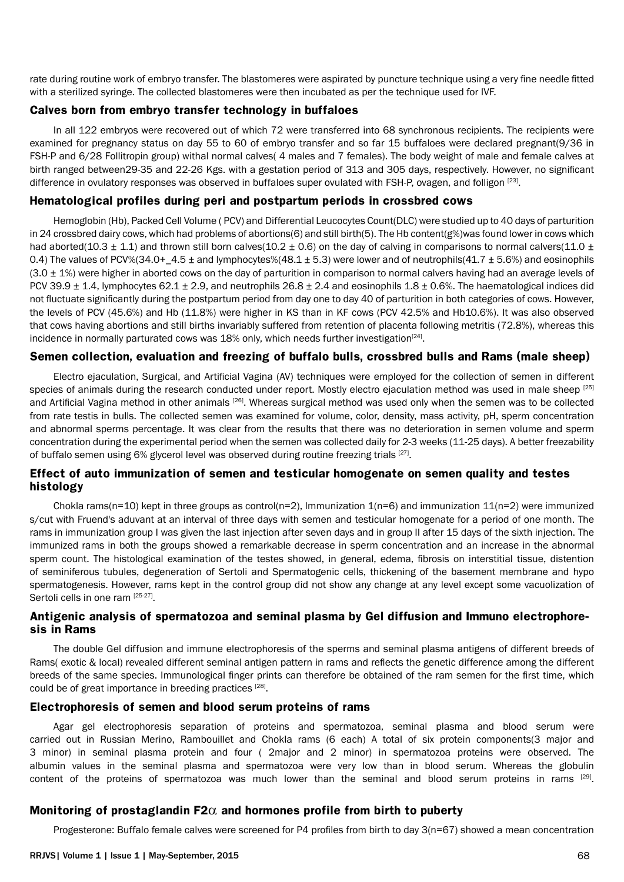rate during routine work of embryo transfer. The blastomeres were aspirated by puncture technique using a very fine needle fitted with a sterilized syringe. The collected blastomeres were then incubated as per the technique used for IVF.

### Calves born from embryo transfer technology in buffaloes

In all 122 embryos were recovered out of which 72 were transferred into 68 synchronous recipients. The recipients were examined for pregnancy status on day 55 to 60 of embryo transfer and so far 15 buffaloes were declared pregnant(9/36 in FSH-P and 6/28 Follitropin group) withal normal calves( 4 males and 7 females). The body weight of male and female calves at birth ranged between29-35 and 22-26 Kgs. with a gestation period of 313 and 305 days, respectively. However, no significant difference in ovulatory responses was observed in buffaloes super ovulated with FSH-P, ovagen, and folligon [23].

### Hematological profiles during peri and postpartum periods in crossbred cows

Hemoglobin (Hb), Packed Cell Volume ( PCV) and Differential Leucocytes Count(DLC) were studied up to 40 days of parturition in 24 crossbred dairy cows, which had problems of abortions(6) and still birth(5). The Hb content(g%)was found lower in cows which had aborted(10.3 ± 1.1) and thrown still born calves(10.2 ± 0.6) on the day of calving in comparisons to normal calvers(11.0 ± 0.4) The values of PCV%(34.0+_4.5 ± and lymphocytes%(48.1 ± 5.3) were lower and of neutrophils(41.7 ± 5.6%) and eosinophils (3.0 ± 1%) were higher in aborted cows on the day of parturition in comparison to normal calvers having had an average levels of PCV 39.9 ± 1.4, lymphocytes 62.1 ± 2.9, and neutrophils 26.8 ± 2.4 and eosinophils 1.8 ± 0.6%. The haematological indices did not fluctuate significantly during the postpartum period from day one to day 40 of parturition in both categories of cows. However, the levels of PCV (45.6%) and Hb (11.8%) were higher in KS than in KF cows (PCV 42.5% and Hb10.6%). It was also observed that cows having abortions and still births invariably suffered from retention of placenta following metritis (72.8%), whereas this incidence in normally parturated cows was 18% only, which needs further investigation[24].

### Semen collection, evaluation and freezing of buffalo bulls, crossbred bulls and Rams (male sheep)

Electro ejaculation, Surgical, and Artificial Vagina (AV) techniques were employed for the collection of semen in different species of animals during the research conducted under report. Mostly electro ejaculation method was used in male sheep [25] and Artificial Vagina method in other animals [26]. Whereas surgical method was used only when the semen was to be collected from rate testis in bulls. The collected semen was examined for volume, color, density, mass activity, pH, sperm concentration and abnormal sperms percentage. It was clear from the results that there was no deterioration in semen volume and sperm concentration during the experimental period when the semen was collected daily for 2-3 weeks (11-25 days). A better freezability of buffalo semen using 6% glycerol level was observed during routine freezing trials [27].

### Effect of auto immunization of semen and testicular homogenate on semen quality and testes histology

Chokla rams(n=10) kept in three groups as control(n=2), Immunization 1(n=6) and immunization 11(n=2) were immunized s/cut with Fruend's aduvant at an interval of three days with semen and testicular homogenate for a period of one month. The rams in immunization group I was given the last injection after seven days and in group II after 15 days of the sixth injection. The immunized rams in both the groups showed a remarkable decrease in sperm concentration and an increase in the abnormal sperm count. The histological examination of the testes showed, in general, edema, fibrosis on interstitial tissue, distention of seminiferous tubules, degeneration of Sertoli and Spermatogenic cells, thickening of the basement membrane and hypo spermatogenesis. However, rams kept in the control group did not show any change at any level except some vacuolization of Sertoli cells in one ram [25-27].

### Antigenic analysis of spermatozoa and seminal plasma by Gel diffusion and Immuno electrophoresis in Rams

The double Gel diffusion and immune electrophoresis of the sperms and seminal plasma antigens of different breeds of Rams( exotic & local) revealed different seminal antigen pattern in rams and reflects the genetic difference among the different breeds of the same species. Immunological finger prints can therefore be obtained of the ram semen for the first time, which could be of great importance in breeding practices [28].

### Electrophoresis of semen and blood serum proteins of rams

Agar gel electrophoresis separation of proteins and spermatozoa, seminal plasma and blood serum were carried out in Russian Merino, Rambouillet and Chokla rams (6 each) A total of six protein components(3 major and 3 minor) in seminal plasma protein and four ( 2major and 2 minor) in spermatozoa proteins were observed. The albumin values in the seminal plasma and spermatozoa were very low than in blood serum. Whereas the globulin content of the proteins of spermatozoa was much lower than the seminal and blood serum proteins in rams [29].

### Monitoring of prostaglandin F2$\alpha$ and hormones profile from birth to puberty

Progesterone: Buffalo female calves were screened for P4 profiles from birth to day 3(n=67) showed a mean concentration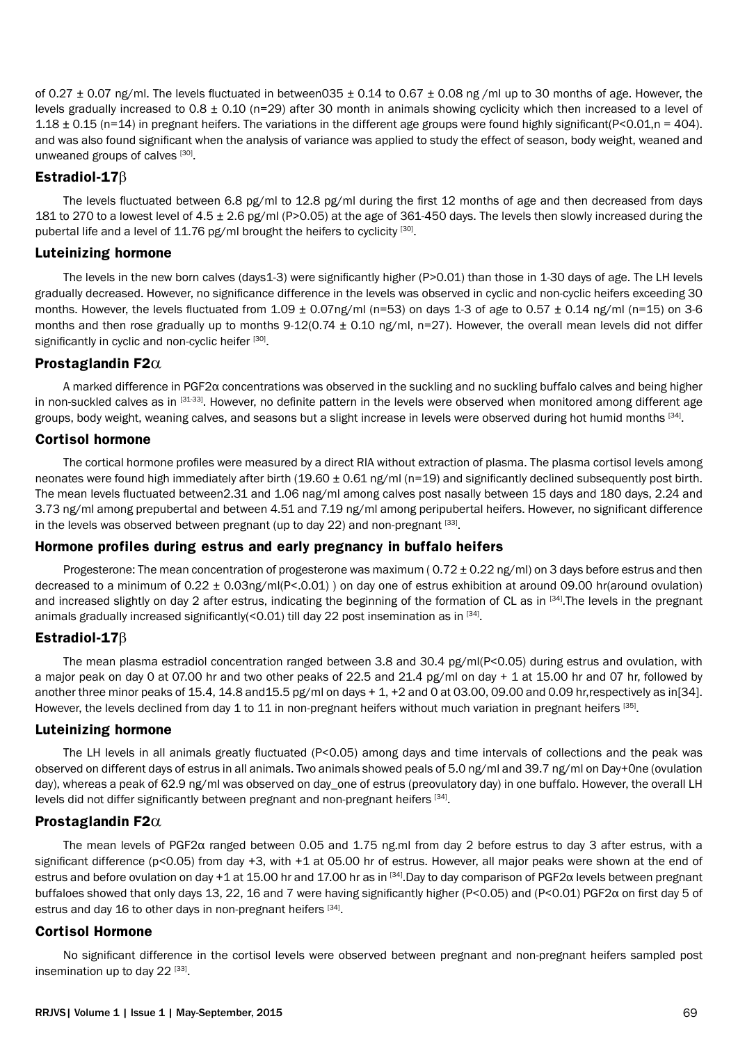of 0.27 ± 0.07 ng/ml. The levels fluctuated in between035 ± 0.14 to 0.67 ± 0.08 ng /ml up to 30 months of age. However, the levels gradually increased to 0.8 ± 0.10 (n=29) after 30 month in animals showing cyclicity which then increased to a level of 1.18 ± 0.15 (n=14) in pregnant heifers. The variations in the different age groups were found highly significant(P<0.01,n = 404). and was also found significant when the analysis of variance was applied to study the effect of season, body weight, weaned and unweaned groups of calves [30].

### Estradiol-17β

The levels fluctuated between 6.8 pg/ml to 12.8 pg/ml during the first 12 months of age and then decreased from days 181 to 270 to a lowest level of 4.5 ± 2.6 pg/ml (P>0.05) at the age of 361-450 days. The levels then slowly increased during the pubertal life and a level of 11.76 pg/ml brought the heifers to cyclicity [30].

### Luteinizing hormone

The levels in the new born calves (days1-3) were significantly higher (P>0.01) than those in 1-30 days of age. The LH levels gradually decreased. However, no significance difference in the levels was observed in cyclic and non-cyclic heifers exceeding 30 months. However, the levels fluctuated from 1.09 ± 0.07ng/ml (n=53) on days 1-3 of age to 0.57 ± 0.14 ng/ml (n=15) on 3-6 months and then rose gradually up to months 9-12(0.74 ± 0.10 ng/ml, n=27). However, the overall mean levels did not differ significantly in cyclic and non-cyclic heifer [30].

### Prostaglandin F2α

A marked difference in PGF2α concentrations was observed in the suckling and no suckling buffalo calves and being higher in non-suckled calves as in [31-33]. However, no definite pattern in the levels were observed when monitored among different age groups, body weight, weaning calves, and seasons but a slight increase in levels were observed during hot humid months [34].

### Cortisol hormone

The cortical hormone profiles were measured by a direct RIA without extraction of plasma. The plasma cortisol levels among neonates were found high immediately after birth (19.60 ± 0.61 ng/ml (n=19) and significantly declined subsequently post birth. The mean levels fluctuated between2.31 and 1.06 nag/ml among calves post nasally between 15 days and 180 days, 2.24 and 3.73 ng/ml among prepubertal and between 4.51 and 7.19 ng/ml among peripubertal heifers. However, no significant difference in the levels was observed between pregnant (up to day 22) and non-pregnant [33].

### Hormone profiles during estrus and early pregnancy in buffalo heifers

Progesterone: The mean concentration of progesterone was maximum ( 0.72 ± 0.22 ng/ml) on 3 days before estrus and then decreased to a minimum of 0.22 ± 0.03ng/ml(P<.0.01) ) on day one of estrus exhibition at around 09.00 hr(around ovulation) and increased slightly on day 2 after estrus, indicating the beginning of the formation of CL as in [34].The levels in the pregnant animals gradually increased significantly(<0.01) till day 22 post insemination as in [34].

### Estradiol-17β

The mean plasma estradiol concentration ranged between 3.8 and 30.4 pg/ml(P<0.05) during estrus and ovulation, with a major peak on day 0 at 07.00 hr and two other peaks of 22.5 and 21.4 pg/ml on day + 1 at 15.00 hr and 07 hr, followed by another three minor peaks of 15.4, 14.8 and15.5 pg/ml on days + 1, +2 and 0 at 03.00, 09.00 and 0.09 hr,respectively as in[34]. However, the levels declined from day 1 to 11 in non-pregnant heifers without much variation in pregnant heifers [35].

### Luteinizing hormone

The LH levels in all animals greatly fluctuated (P<0.05) among days and time intervals of collections and the peak was observed on different days of estrus in all animals. Two animals showed peals of 5.0 ng/ml and 39.7 ng/ml on Day+0ne (ovulation day), whereas a peak of 62.9 ng/ml was observed on day_one of estrus (preovulatory day) in one buffalo. However, the overall LH levels did not differ significantly between pregnant and non-pregnant heifers [34].

### Prostaglandin F2α

The mean levels of PGF2α ranged between 0.05 and 1.75 ng.ml from day 2 before estrus to day 3 after estrus, with a significant difference (p<0.05) from day +3, with +1 at 05.00 hr of estrus. However, all major peaks were shown at the end of estrus and before ovulation on day +1 at 15.00 hr and 17.00 hr as in [34].Day to day comparison of PGF2α levels between pregnant buffaloes showed that only days 13, 22, 16 and 7 were having significantly higher (P<0.05) and (P<0.01) PGF2α on first day 5 of estrus and day 16 to other days in non-pregnant heifers [34].

### Cortisol Hormone

No significant difference in the cortisol levels were observed between pregnant and non-pregnant heifers sampled post insemination up to day 22 [33].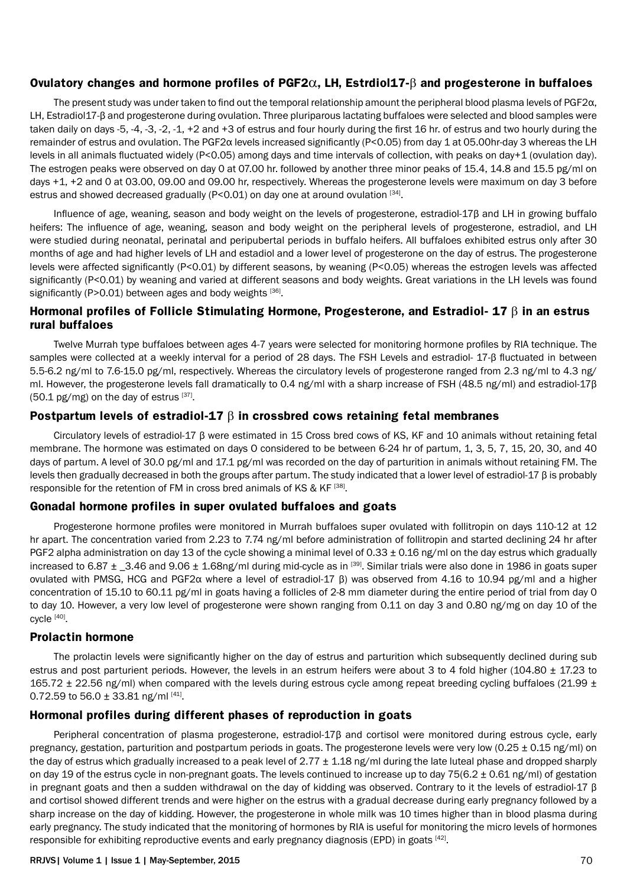### Ovulatory changes and hormone profiles of PGF2α, LH, Estrdiol17-β and progesterone in buffaloes

The present study was under taken to find out the temporal relationship amount the peripheral blood plasma levels of PGF2α, LH, Estradiol17-β and progesterone during ovulation. Three pluriparous lactating buffaloes were selected and blood samples were taken daily on days -5, -4, -3, -2, -1, +2 and +3 of estrus and four hourly during the first 16 hr. of estrus and two hourly during the remainder of estrus and ovulation. The PGF2α levels increased significantly (P<0.05) from day 1 at 05.00hr-day 3 whereas the LH levels in all animals fluctuated widely (P<0.05) among days and time intervals of collection, with peaks on day+1 (ovulation day). The estrogen peaks were observed on day 0 at 07.00 hr. followed by another three minor peaks of 15.4, 14.8 and 15.5 pg/ml on days +1, +2 and 0 at 03.00, 09.00 and 09.00 hr, respectively. Whereas the progesterone levels were maximum on day 3 before estrus and showed decreased gradually (P<0.01) on day one at around ovulation [34].

Influence of age, weaning, season and body weight on the levels of progesterone, estradiol-17β and LH in growing buffalo heifers: The influence of age, weaning, season and body weight on the peripheral levels of progesterone, estradiol, and LH were studied during neonatal, perinatal and peripubertal periods in buffalo heifers. All buffaloes exhibited estrus only after 30 months of age and had higher levels of LH and estadiol and a lower level of progesterone on the day of estrus. The progesterone levels were affected significantly (P<0.01) by different seasons, by weaning (P<0.05) whereas the estrogen levels was affected significantly (P<0.01) by weaning and varied at different seasons and body weights. Great variations in the LH levels was found significantly (P>0.01) between ages and body weights [36].

### Hormonal profiles of Follicle Stimulating Hormone, Progesterone, and Estradiol- 17 β in an estrus rural buffaloes

Twelve Murrah type buffaloes between ages 4-7 years were selected for monitoring hormone profiles by RIA technique. The samples were collected at a weekly interval for a period of 28 days. The FSH Levels and estradiol- 17-β fluctuated in between 5.5-6.2 ng/ml to 7.6-15.0 pg/ml, respectively. Whereas the circulatory levels of progesterone ranged from 2.3 ng/ml to 4.3 ng/ml. However, the progesterone levels fall dramatically to 0.4 ng/ml with a sharp increase of FSH (48.5 ng/ml) and estradiol-17β (50.1 pg/mg) on the day of estrus [37].

### Postpartum levels of estradiol-17 β in crossbred cows retaining fetal membranes

Circulatory levels of estradiol-17 β were estimated in 15 Cross bred cows of KS, KF and 10 animals without retaining fetal membrane. The hormone was estimated on days 0 considered to be between 6-24 hr of partum, 1, 3, 5, 7, 15, 20, 30, and 40 days of partum. A level of 30.0 pg/ml and 17.1 pg/ml was recorded on the day of parturition in animals without retaining FM. The levels then gradually decreased in both the groups after partum. The study indicated that a lower level of estradiol-17 β is probably responsible for the retention of FM in cross bred animals of KS & KF [38].

### Gonadal hormone profiles in super ovulated buffaloes and goats

Progesterone hormone profiles were monitored in Murrah buffaloes super ovulated with follitropin on days 110-12 at 12 hr apart. The concentration varied from 2.23 to 7.74 ng/ml before administration of follitropin and started declining 24 hr after PGF2 alpha administration on day 13 of the cycle showing a minimal level of 0.33 ± 0.16 ng/ml on the day estrus which gradually increased to 6.87 ± _3.46 and 9.06 ± 1.68ng/ml during mid-cycle as in [39]. Similar trials were also done in 1986 in goats super ovulated with PMSG, HCG and PGF2α where a level of estradiol-17 β) was observed from 4.16 to 10.94 pg/ml and a higher concentration of 15.10 to 60.11 pg/ml in goats having a follicles of 2-8 mm diameter during the entire period of trial from day 0 to day 10. However, a very low level of progesterone were shown ranging from 0.11 on day 3 and 0.80 ng/mg on day 10 of the cycle [40].

### Prolactin hormone

The prolactin levels were significantly higher on the day of estrus and parturition which subsequently declined during sub estrus and post parturient periods. However, the levels in an estrum heifers were about 3 to 4 fold higher (104.80 ± 17.23 to 165.72 ± 22.56 ng/ml) when compared with the levels during estrous cycle among repeat breeding cycling buffaloes (21.99 ± 0.72.59 to 56.0 ± 33.81 ng/ml [41].

### Hormonal profiles during different phases of reproduction in goats

Peripheral concentration of plasma progesterone, estradiol-17β and cortisol were monitored during estrous cycle, early pregnancy, gestation, parturition and postpartum periods in goats. The progesterone levels were very low (0.25 ± 0.15 ng/ml) on the day of estrus which gradually increased to a peak level of 2.77 ± 1.18 ng/ml during the late luteal phase and dropped sharply on day 19 of the estrus cycle in non-pregnant goats. The levels continued to increase up to day 75(6.2 ± 0.61 ng/ml) of gestation in pregnant goats and then a sudden withdrawal on the day of kidding was observed. Contrary to it the levels of estradiol-17 β and cortisol showed different trends and were higher on the estrus with a gradual decrease during early pregnancy followed by a sharp increase on the day of kidding. However, the progesterone in whole milk was 10 times higher than in blood plasma during early pregnancy. The study indicated that the monitoring of hormones by RIA is useful for monitoring the micro levels of hormones responsible for exhibiting reproductive events and early pregnancy diagnosis (EPD) in goats [42].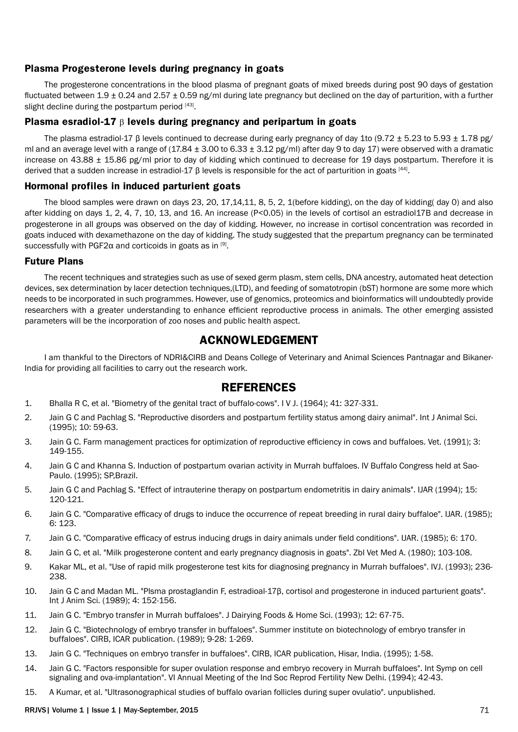### Plasma Progesterone levels during pregnancy in goats

The progesterone concentrations in the blood plasma of pregnant goats of mixed breeds during post 90 days of gestation fluctuated between 1.9 ± 0.24 and 2.57 ± 0.59 ng/ml during late pregnancy but declined on the day of parturition, with a further slight decline during the postpartum period [43].

### Plasma esradiol-17 β levels during pregnancy and peripartum in goats

The plasma estradiol-17 β levels continued to decrease during early pregnancy of day 1to (9.72 ± 5.23 to 5.93 ± 1.78 pg/ml and an average level with a range of (17.84 ± 3.00 to 6.33 ± 3.12 pg/ml) after day 9 to day 17) were observed with a dramatic increase on 43.88 ± 15.86 pg/ml prior to day of kidding which continued to decrease for 19 days postpartum. Therefore it is derived that a sudden increase in estradiol-17 β levels is responsible for the act of parturition in goats [44].

### Hormonal profiles in induced parturient goats

The blood samples were drawn on days 23, 20, 17,14,11, 8, 5, 2, 1(before kidding), on the day of kidding( day 0) and also after kidding on days 1, 2, 4, 7, 10, 13, and 16. An increase ($P<0.05$) in the levels of cortisol an estradiol17B and decrease in progesterone in all groups was observed on the day of kidding. However, no increase in cortisol concentration was recorded in goats induced with dexamethazone on the day of kidding. The study suggested that the prepartum pregnancy can be terminated successfully with PGF2α and corticoids in goats as in [9].

### Future Plans

The recent techniques and strategies such as use of sexed germ plasm, stem cells, DNA ancestry, automated heat detection devices, sex determination by lacer detection techniques,(LTD), and feeding of somatotropin (bST) hormone are some more which needs to be incorporated in such programmes. However, use of genomics, proteomics and bioinformatics will undoubtedly provide researchers with a greater understanding to enhance efficient reproductive process in animals. The other emerging assisted parameters will be the incorporation of zoo noses and public health aspect.

## ACKNOWLEDGEMENT

I am thankful to the Directors of NDRI&CIRB and Deans College of Veterinary and Animal Sciences Pantnagar and Bikaner-India for providing all facilities to carry out the research work.

## REFERENCES

1. Bhalla R C, et al. "Biometry of the genital tract of buffalo-cows". I V J. (1964); 41: 327-331.
2. Jain G C and Pachlag S. "Reproductive disorders and postpartum fertility status among dairy animal". Int J Animal Sci. (1995); 10: 59-63.
3. Jain G C. Farm management practices for optimization of reproductive efficiency in cows and buffaloes. Vet. (1991); 3: 149-155.
4. Jain G C and Khanna S. Induction of postpartum ovarian activity in Murrah buffaloes. IV Buffalo Congress held at Sao-Paulo. (1995); SP,Brazil.
5. Jain G C and Pachlag S. "Effect of intrauterine therapy on postpartum endometritis in dairy animals". IJAR (1994); 15: 120-121.
6. Jain G C. "Comparative efficacy of drugs to induce the occurrence of repeat breeding in rural dairy buffaloe". IJAR. (1985); 6: 123.
7. Jain G C. "Comparative efficacy of estrus inducing drugs in dairy animals under field conditions". IJAR. (1985); 6: 170.
8. Jain G C, et al. "Milk progesterone content and early pregnancy diagnosis in goats". Zbl Vet Med A. (1980); 103-108.
9. Kakar ML, et al. "Use of rapid milk progesterone test kits for diagnosing pregnancy in Murrah buffaloes". IVJ. (1993); 236-238.
10. Jain G C and Madan ML. "Plsma prostaglandin F, estradioal-17β, cortisol and progesterone in induced parturient goats". Int J Anim Sci. (1989); 4: 152-156.
11. Jain G C. "Embryo transfer in Murrah buffaloes". J Dairying Foods & Home Sci. (1993); 12: 67-75.
12. Jain G C. "Biotechnology of embryo transfer in buffaloes". Summer institute on biotechnology of embryo transfer in buffaloes". CIRB, ICAR publication. (1989); 9-28: 1-269.
13. Jain G C. "Techniques on embryo transfer in buffaloes". CIRB, ICAR publication, Hisar, India. (1995); 1-58.
14. Jain G C. "Factors responsible for super ovulation response and embryo recovery in Murrah buffaloes". Int Symp on cell signaling and ova-implantation". VI Annual Meeting of the Ind Soc Reprod Fertility New Delhi. (1994); 42-43.
15. A Kumar, et al. "Ultrasonographical studies of buffalo ovarian follicles during super ovulatio". unpublished.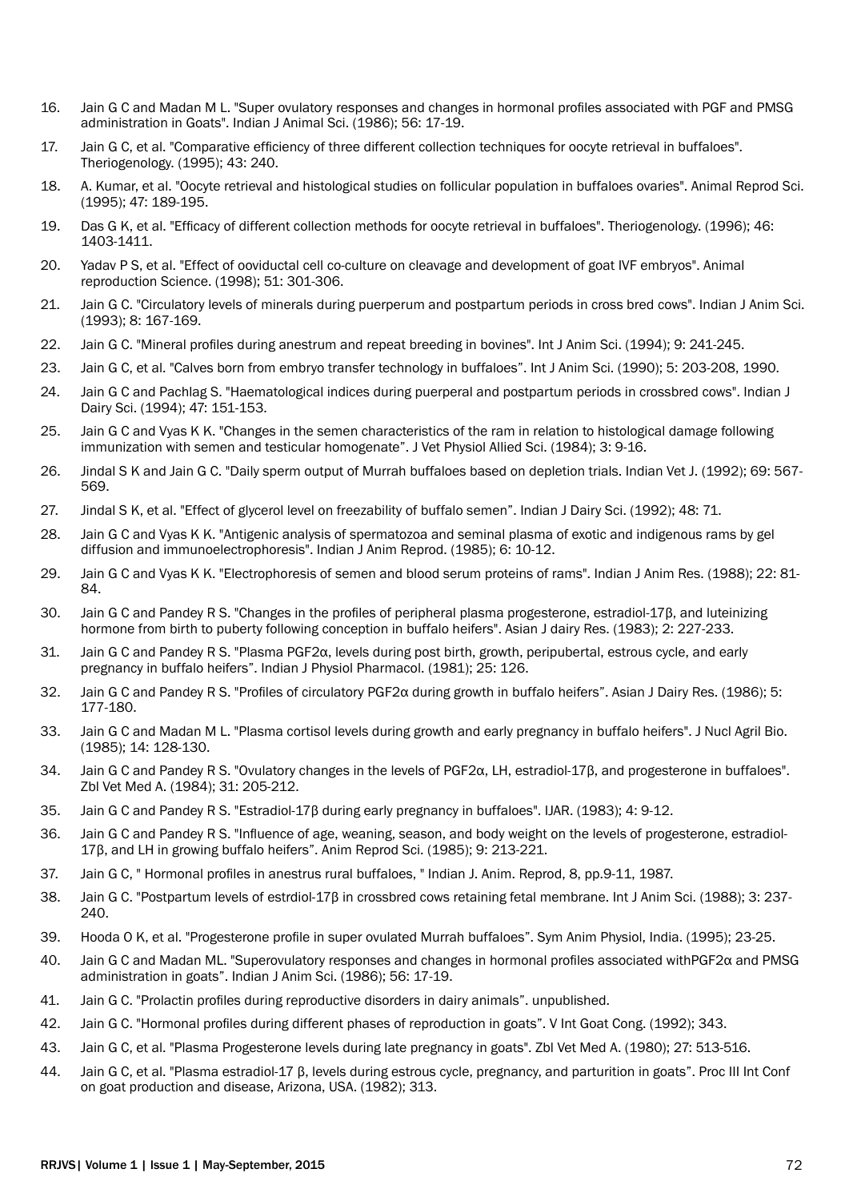16. Jain G C and Madan M L. "Super ovulatory responses and changes in hormonal profiles associated with PGF and PMSG administration in Goats". Indian J Animal Sci. (1986); 56: 17-19.

17. Jain G C, et al. "Comparative efficiency of three different collection techniques for oocyte retrieval in buffaloes". Theriogenology. (1995); 43: 240.

18. A. Kumar, et al. "Oocyte retrieval and histological studies on follicular population in buffaloes ovaries". Animal Reprod Sci. (1995); 47: 189-195.

19. Das G K, et al. "Efficacy of different collection methods for oocyte retrieval in buffaloes". Theriogenology. (1996); 46: 1403-1411.

20. Yadav P S, et al. "Effect of ooviductal cell co-culture on cleavage and development of goat IVF embryos". Animal reproduction Science. (1998); 51: 301-306.

21. Jain G C. "Circulatory levels of minerals during puerperum and postpartum periods in cross bred cows". Indian J Anim Sci. (1993); 8: 167-169.

22. Jain G C. "Mineral profiles during anestrum and repeat breeding in bovines". Int J Anim Sci. (1994); 9: 241-245.

23. Jain G C, et al. "Calves born from embryo transfer technology in buffaloes". Int J Anim Sci. (1990); 5: 203-208, 1990.

24. Jain G C and Pachlag S. "Haematological indices during puerperal and postpartum periods in crossbred cows". Indian J Dairy Sci. (1994); 47: 151-153.

25. Jain G C and Vyas K K. "Changes in the semen characteristics of the ram in relation to histological damage following immunization with semen and testicular homogenate". J Vet Physiol Allied Sci. (1984); 3: 9-16.

26. Jindal S K and Jain G C. "Daily sperm output of Murrah buffaloes based on depletion trials. Indian Vet J. (1992); 69: 567-569.

27. Jindal S K, et al. "Effect of glycerol level on freezability of buffalo semen". Indian J Dairy Sci. (1992); 48: 71.

28. Jain G C and Vyas K K. "Antigenic analysis of spermatozoa and seminal plasma of exotic and indigenous rams by gel diffusion and immunoelectrophoresis". Indian J Anim Reprod. (1985); 6: 10-12.

29. Jain G C and Vyas K K. "Electrophoresis of semen and blood serum proteins of rams". Indian J Anim Res. (1988); 22: 81-84.

30. Jain G C and Pandey R S. "Changes in the profiles of peripheral plasma progesterone, estradiol-17β, and luteinizing hormone from birth to puberty following conception in buffalo heifers". Asian J dairy Res. (1983); 2: 227-233.

31. Jain G C and Pandey R S. "Plasma PGF2α, levels during post birth, growth, peripubertal, estrous cycle, and early pregnancy in buffalo heifers". Indian J Physiol Pharmacol. (1981); 25: 126.

32. Jain G C and Pandey R S. "Profiles of circulatory PGF2α during growth in buffalo heifers". Asian J Dairy Res. (1986); 5: 177-180.

33. Jain G C and Madan M L. "Plasma cortisol levels during growth and early pregnancy in buffalo heifers". J Nucl Agril Bio. (1985); 14: 128-130.

34. Jain G C and Pandey R S. "Ovulatory changes in the levels of PGF2α, LH, estradiol-17β, and progesterone in buffaloes". Zbl Vet Med A. (1984); 31: 205-212.

35. Jain G C and Pandey R S. "Estradiol-17β during early pregnancy in buffaloes". IJAR. (1983); 4: 9-12.

36. Jain G C and Pandey R S. "Influence of age, weaning, season, and body weight on the levels of progesterone, estradiol-17β, and LH in growing buffalo heifers". Anim Reprod Sci. (1985); 9: 213-221.

37. Jain G C, " Hormonal profiles in anestrus rural buffaloes, " Indian J. Anim. Reprod, 8, pp.9-11, 1987.

38. Jain G C. "Postpartum levels of estrdiol-17β in crossbred cows retaining fetal membrane. Int J Anim Sci. (1988); 3: 237-240.

39. Hooda O K, et al. "Progesterone profile in super ovulated Murrah buffaloes". Sym Anim Physiol, India. (1995); 23-25.

40. Jain G C and Madan ML. "Superovulatory responses and changes in hormonal profiles associated withPGF2α and PMSG administration in goats". Indian J Anim Sci. (1986); 56: 17-19.

41. Jain G C. "Prolactin profiles during reproductive disorders in dairy animals". unpublished.

42. Jain G C. "Hormonal profiles during different phases of reproduction in goats". V Int Goat Cong. (1992); 343.

43. Jain G C, et al. "Plasma Progesterone levels during late pregnancy in goats". Zbl Vet Med A. (1980); 27: 513-516.

44. Jain G C, et al. "Plasma estradiol-17 β, levels during estrous cycle, pregnancy, and parturition in goats". Proc III Int Conf on goat production and disease, Arizona, USA. (1982); 313.